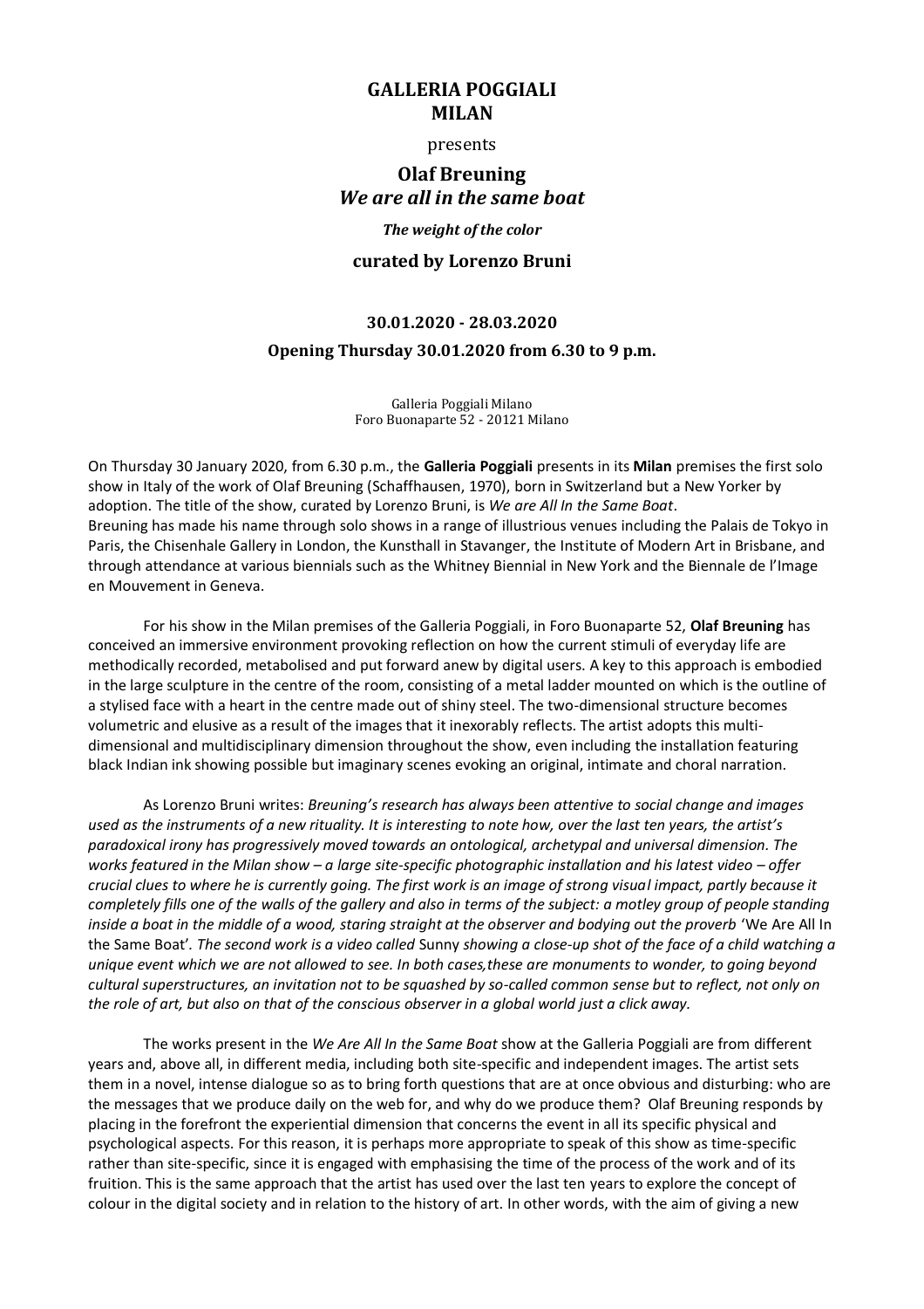# GALLERIA POGGIALI
# MILAN

presents

## Olaf Breuning
## *We are all in the same boat*

***The weight of the color***

### curated by Lorenzo Bruni

### 30.01.2020 - 28.03.2020

### Opening Thursday 30.01.2020 from 6.30 to 9 p.m.

Galleria Poggiali Milano
Foro Buonaparte 52 - 20121 Milano

On Thursday 30 January 2020, from 6.30 p.m., the **Galleria Poggiali** presents in its **Milan** premises the first solo show in Italy of the work of Olaf Breuning (Schaffhausen, 1970), born in Switzerland but a New Yorker by adoption. The title of the show, curated by Lorenzo Bruni, is *We are All In the Same Boat*.
Breuning has made his name through solo shows in a range of illustrious venues including the Palais de Tokyo in Paris, the Chisenhale Gallery in London, the Kunsthall in Stavanger, the Institute of Modern Art in Brisbane, and through attendance at various biennials such as the Whitney Biennial in New York and the Biennale de l'Image en Mouvement in Geneva.

For his show in the Milan premises of the Galleria Poggiali, in Foro Buonaparte 52, **Olaf Breuning** has conceived an immersive environment provoking reflection on how the current stimuli of everyday life are methodically recorded, metabolised and put forward anew by digital users. A key to this approach is embodied in the large sculpture in the centre of the room, consisting of a metal ladder mounted on which is the outline of a stylised face with a heart in the centre made out of shiny steel. The two-dimensional structure becomes volumetric and elusive as a result of the images that it inexorably reflects. The artist adopts this multi-dimensional and multidisciplinary dimension throughout the show, even including the installation featuring black Indian ink showing possible but imaginary scenes evoking an original, intimate and choral narration.

As Lorenzo Bruni writes: *Breuning's research has always been attentive to social change and images used as the instruments of a new rituality. It is interesting to note how, over the last ten years, the artist's paradoxical irony has progressively moved towards an ontological, archetypal and universal dimension. The works featured in the Milan show – a large site-specific photographic installation and his latest video – offer crucial clues to where he is currently going. The first work is an image of strong visual impact, partly because it completely fills one of the walls of the gallery and also in terms of the subject: a motley group of people standing inside a boat in the middle of a wood, staring straight at the observer and bodying out the proverb* 'We Are All In the Same Boat'. *The second work is a video called* Sunny *showing a close-up shot of the face of a child watching a unique event which we are not allowed to see. In both cases,these are monuments to wonder, to going beyond cultural superstructures, an invitation not to be squashed by so-called common sense but to reflect, not only on the role of art, but also on that of the conscious observer in a global world just a click away.*

The works present in the *We Are All In the Same Boat* show at the Galleria Poggiali are from different years and, above all, in different media, including both site-specific and independent images. The artist sets them in a novel, intense dialogue so as to bring forth questions that are at once obvious and disturbing: who are the messages that we produce daily on the web for, and why do we produce them? Olaf Breuning responds by placing in the forefront the experiential dimension that concerns the event in all its specific physical and psychological aspects. For this reason, it is perhaps more appropriate to speak of this show as time-specific rather than site-specific, since it is engaged with emphasising the time of the process of the work and of its fruition. This is the same approach that the artist has used over the last ten years to explore the concept of colour in the digital society and in relation to the history of art. In other words, with the aim of giving a new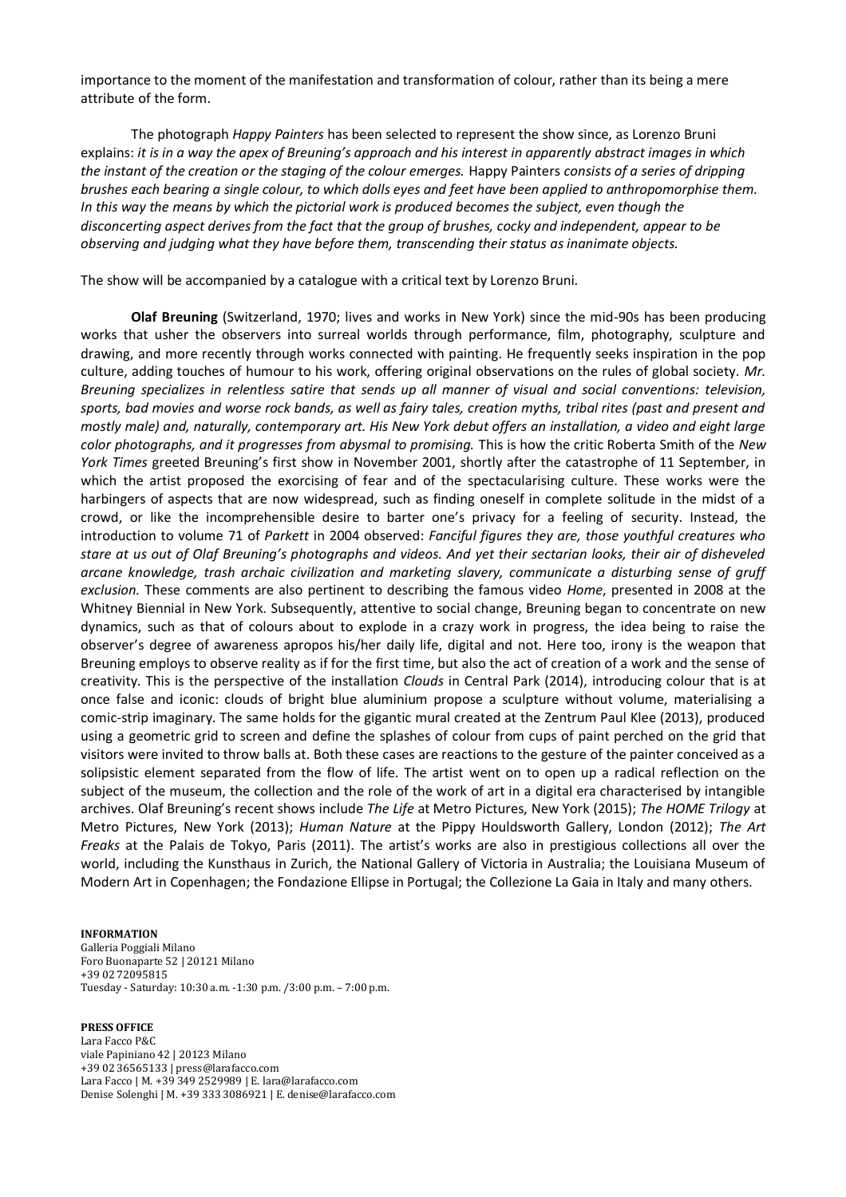importance to the moment of the manifestation and transformation of colour, rather than its being a mere attribute of the form.

The photograph *Happy Painters* has been selected to represent the show since, as Lorenzo Bruni explains: *it is in a way the apex of Breuning's approach and his interest in apparently abstract images in which the instant of the creation or the staging of the colour emerges.* Happy Painters *consists of a series of dripping brushes each bearing a single colour, to which dolls eyes and feet have been applied to anthropomorphise them. In this way the means by which the pictorial work is produced becomes the subject, even though the disconcerting aspect derives from the fact that the group of brushes, cocky and independent, appear to be observing and judging what they have before them, transcending their status as inanimate objects.*

The show will be accompanied by a catalogue with a critical text by Lorenzo Bruni.

**Olaf Breuning** (Switzerland, 1970; lives and works in New York) since the mid-90s has been producing works that usher the observers into surreal worlds through performance, film, photography, sculpture and drawing, and more recently through works connected with painting. He frequently seeks inspiration in the pop culture, adding touches of humour to his work, offering original observations on the rules of global society. *Mr. Breuning specializes in relentless satire that sends up all manner of visual and social conventions: television, sports, bad movies and worse rock bands, as well as fairy tales, creation myths, tribal rites (past and present and mostly male) and, naturally, contemporary art. His New York debut offers an installation, a video and eight large color photographs, and it progresses from abysmal to promising.* This is how the critic Roberta Smith of the *New York Times* greeted Breuning's first show in November 2001, shortly after the catastrophe of 11 September, in which the artist proposed the exorcising of fear and of the spectacularising culture. These works were the harbingers of aspects that are now widespread, such as finding oneself in complete solitude in the midst of a crowd, or like the incomprehensible desire to barter one's privacy for a feeling of security. Instead, the introduction to volume 71 of *Parkett* in 2004 observed: *Fanciful figures they are, those youthful creatures who stare at us out of Olaf Breuning's photographs and videos. And yet their sectarian looks, their air of disheveled arcane knowledge, trash archaic civilization and marketing slavery, communicate a disturbing sense of gruff exclusion.* These comments are also pertinent to describing the famous video *Home*, presented in 2008 at the Whitney Biennial in New York. Subsequently, attentive to social change, Breuning began to concentrate on new dynamics, such as that of colours about to explode in a crazy work in progress, the idea being to raise the observer's degree of awareness apropos his/her daily life, digital and not. Here too, irony is the weapon that Breuning employs to observe reality as if for the first time, but also the act of creation of a work and the sense of creativity. This is the perspective of the installation *Clouds* in Central Park (2014), introducing colour that is at once false and iconic: clouds of bright blue aluminium propose a sculpture without volume, materialising a comic-strip imaginary. The same holds for the gigantic mural created at the Zentrum Paul Klee (2013), produced using a geometric grid to screen and define the splashes of colour from cups of paint perched on the grid that visitors were invited to throw balls at. Both these cases are reactions to the gesture of the painter conceived as a solipsistic element separated from the flow of life. The artist went on to open up a radical reflection on the subject of the museum, the collection and the role of the work of art in a digital era characterised by intangible archives. Olaf Breuning's recent shows include *The Life* at Metro Pictures, New York (2015); *The HOME Trilogy* at Metro Pictures, New York (2013); *Human Nature* at the Pippy Houldsworth Gallery, London (2012); *The Art Freaks* at the Palais de Tokyo, Paris (2011). The artist's works are also in prestigious collections all over the world, including the Kunsthaus in Zurich, the National Gallery of Victoria in Australia; the Louisiana Museum of Modern Art in Copenhagen; the Fondazione Ellipse in Portugal; the Collezione La Gaia in Italy and many others.

**INFORMATION**
Galleria Poggiali Milano
Foro Buonaparte 52 | 20121 Milano
+39 02 72095815
Tuesday - Saturday: 10:30 a.m. -1:30 p.m. /3:00 p.m. – 7:00 p.m.

**PRESS OFFICE**
Lara Facco P&C
viale Papiniano 42 | 20123 Milano
+39 02 36565133 | press@larafacco.com
Lara Facco | M. +39 349 2529989 | E. lara@larafacco.com
Denise Solenghi | M. +39 333 3086921 | E. denise@larafacco.com